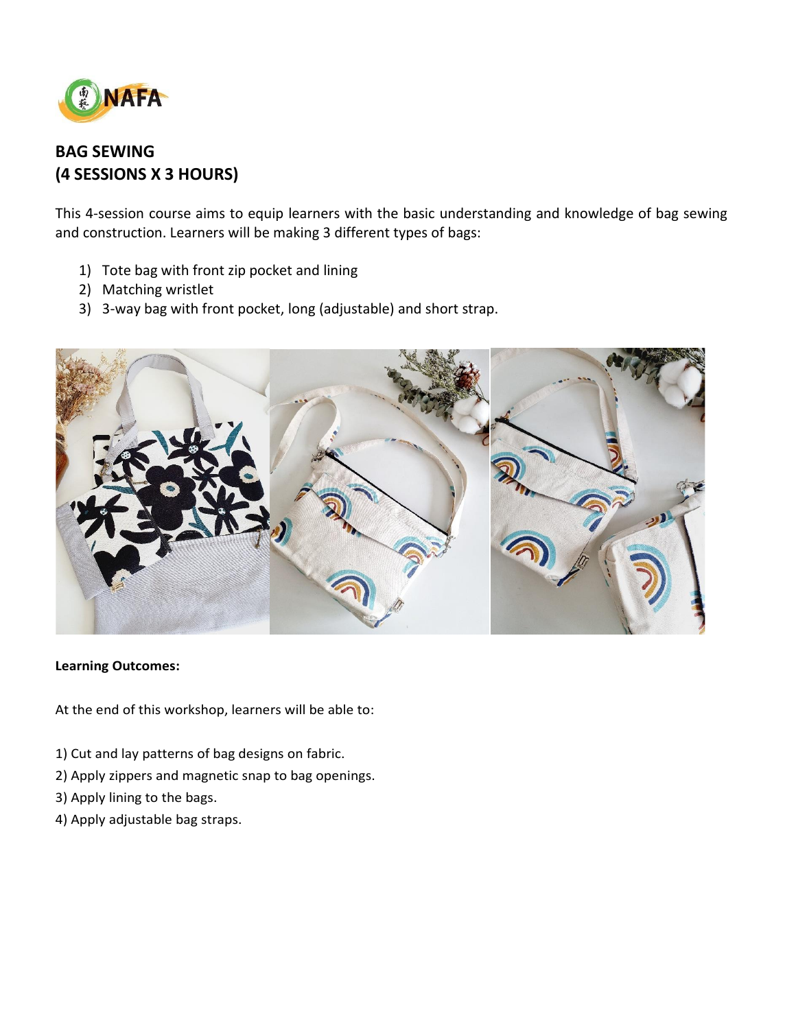## BAG SEWING
## (4 SESSIONS X 3 HOURS)

This 4-session course aims to equip learners with the basic understanding and knowledge of bag sewing and construction. Learners will be making 3 different types of bags:

1) Tote bag with front zip pocket and lining
2) Matching wristlet
3) 3-way bag with front pocket, long (adjustable) and short strap.

**Learning Outcomes:**

At the end of this workshop, learners will be able to:

1) Cut and lay patterns of bag designs on fabric.
2) Apply zippers and magnetic snap to bag openings.
3) Apply lining to the bags.
4) Apply adjustable bag straps.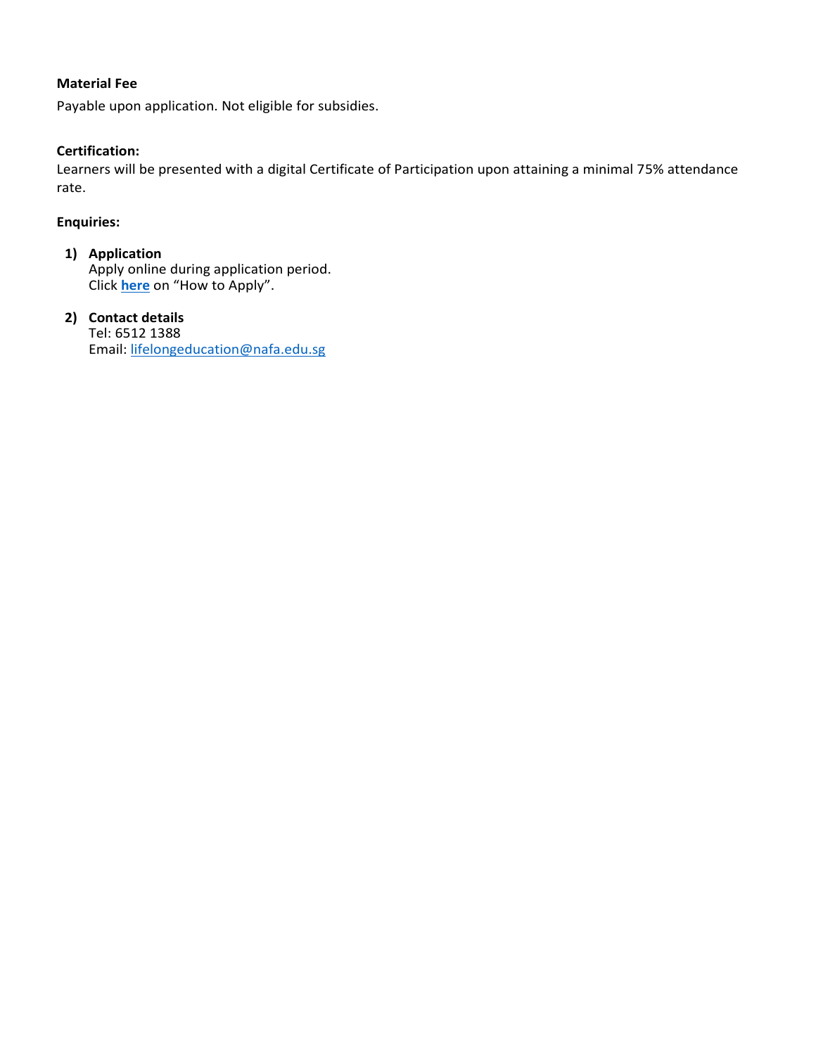**Material Fee**

Payable upon application. Not eligible for subsidies.

**Certification:**

Learners will be presented with a digital Certificate of Participation upon attaining a minimal 75% attendance rate.

**Enquiries:**

1) **Application**
   Apply online during application period.
   Click **here** on "How to Apply".

2) **Contact details**
   Tel: 6512 1388
   Email: lifelongeducation@nafa.edu.sg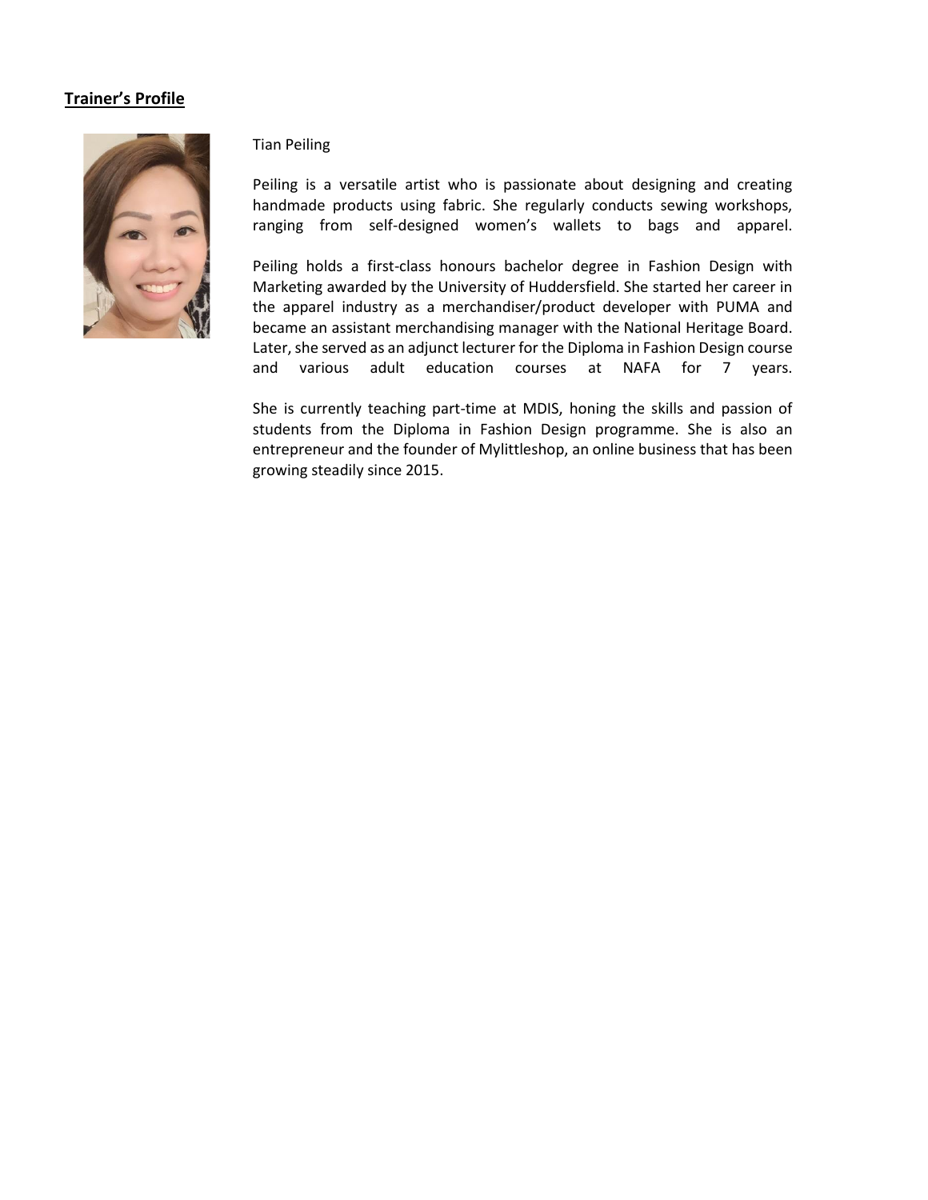## Trainer's Profile

Tian Peiling

Peiling is a versatile artist who is passionate about designing and creating handmade products using fabric. She regularly conducts sewing workshops, ranging from self-designed women's wallets to bags and apparel.

Peiling holds a first-class honours bachelor degree in Fashion Design with Marketing awarded by the University of Huddersfield. She started her career in the apparel industry as a merchandiser/product developer with PUMA and became an assistant merchandising manager with the National Heritage Board. Later, she served as an adjunct lecturer for the Diploma in Fashion Design course and various adult education courses at NAFA for 7 years.

She is currently teaching part-time at MDIS, honing the skills and passion of students from the Diploma in Fashion Design programme. She is also an entrepreneur and the founder of Mylittleshop, an online business that has been growing steadily since 2015.